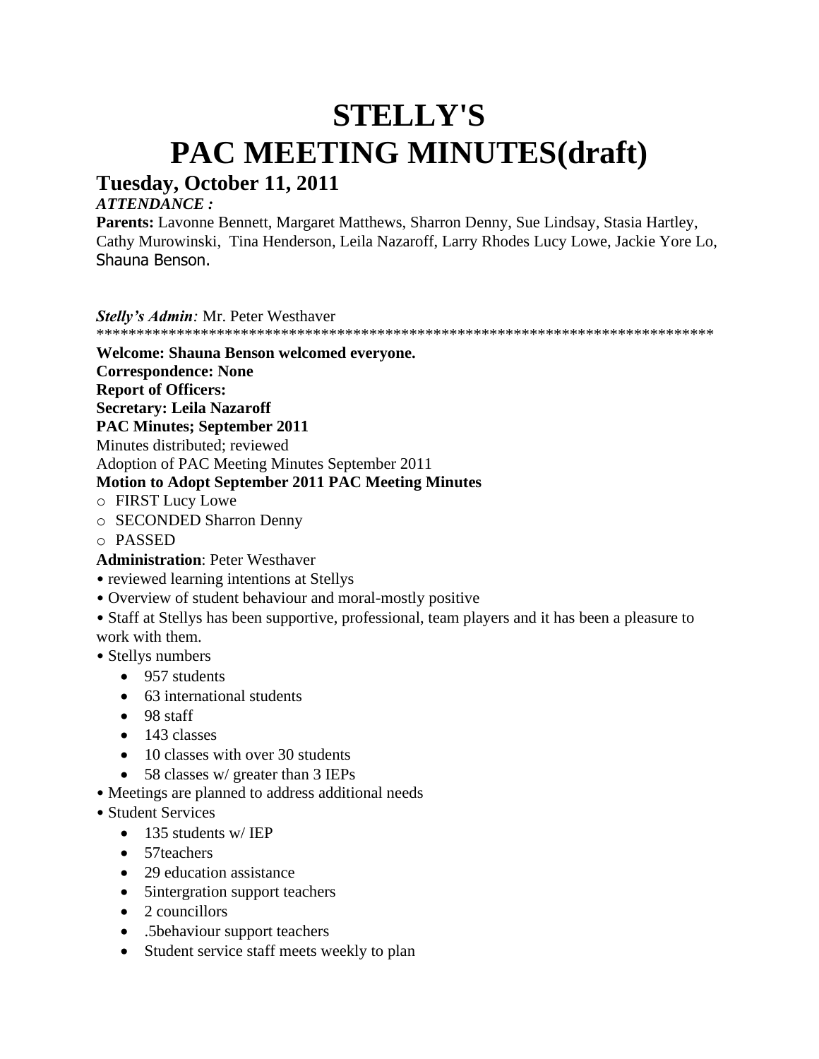# STELLY'S
# PAC MEETING MINUTES(draft)

## Tuesday, October 11, 2011

***ATTENDANCE :***

**Parents:** Lavonne Bennett, Margaret Matthews, Sharron Denny, Sue Lindsay, Stasia Hartley, Cathy Murowinski, Tina Henderson, Leila Nazaroff, Larry Rhodes Lucy Lowe, Jackie Yore Lo, Shauna Benson.

***Stelly's Admin:*** Mr. Peter Westhaver

*******************************************************************************

**Welcome: Shauna Benson welcomed everyone.**

**Correspondence: None**

**Report of Officers:**

**Secretary: Leila Nazaroff**

**PAC Minutes; September 2011**

Minutes distributed; reviewed

Adoption of PAC Meeting Minutes September 2011

**Motion to Adopt September 2011 PAC Meeting Minutes**

- FIRST Lucy Lowe
- SECONDED Sharron Denny
- PASSED

**Administration**: Peter Westhaver

- reviewed learning intentions at Stellys
- Overview of student behaviour and moral-mostly positive
- Staff at Stellys has been supportive, professional, team players and it has been a pleasure to work with them.
- Stellys numbers
  - 957 students
  - 63 international students
  - 98 staff
  - 143 classes
  - 10 classes with over 30 students
  - 58 classes w/ greater than 3 IEPs
- Meetings are planned to address additional needs
- Student Services
  - 135 students w/ IEP
  - 57teachers
  - 29 education assistance
  - 5intergration support teachers
  - 2 councillors
  - .5behaviour support teachers
  - Student service staff meets weekly to plan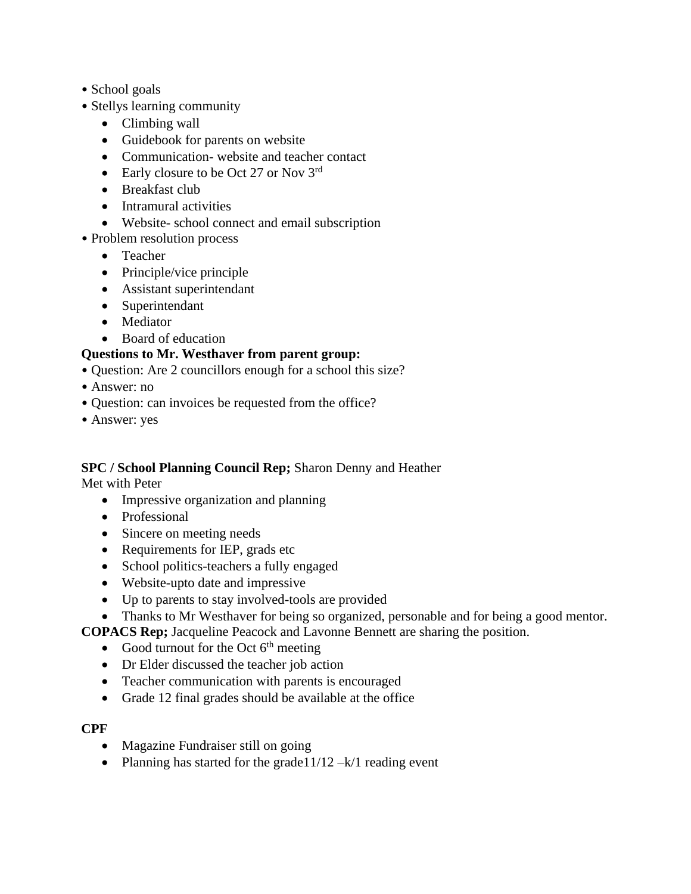- School goals
- Stellys learning community
  - Climbing wall
  - Guidebook for parents on website
  - Communication- website and teacher contact
  - Early closure to be Oct 27 or Nov 3rd
  - Breakfast club
  - Intramural activities
  - Website- school connect and email subscription
- Problem resolution process
  - Teacher
  - Principle/vice principle
  - Assistant superintendant
  - Superintendant
  - Mediator
  - Board of education

**Questions to Mr. Westhaver from parent group:**

- Question: Are 2 councillors enough for a school this size?
- Answer: no
- Question: can invoices be requested from the office?
- Answer: yes

**SPC / School Planning Council Rep;** Sharon Denny and Heather

Met with Peter

- Impressive organization and planning
- Professional
- Sincere on meeting needs
- Requirements for IEP, grads etc
- School politics-teachers a fully engaged
- Website-upto date and impressive
- Up to parents to stay involved-tools are provided
- Thanks to Mr Westhaver for being so organized, personable and for being a good mentor.

**COPACS Rep;** Jacqueline Peacock and Lavonne Bennett are sharing the position.

- Good turnout for the Oct 6th meeting
- Dr Elder discussed the teacher job action
- Teacher communication with parents is encouraged
- Grade 12 final grades should be available at the office

**CPF**

- Magazine Fundraiser still on going
- Planning has started for the grade11/12 –k/1 reading event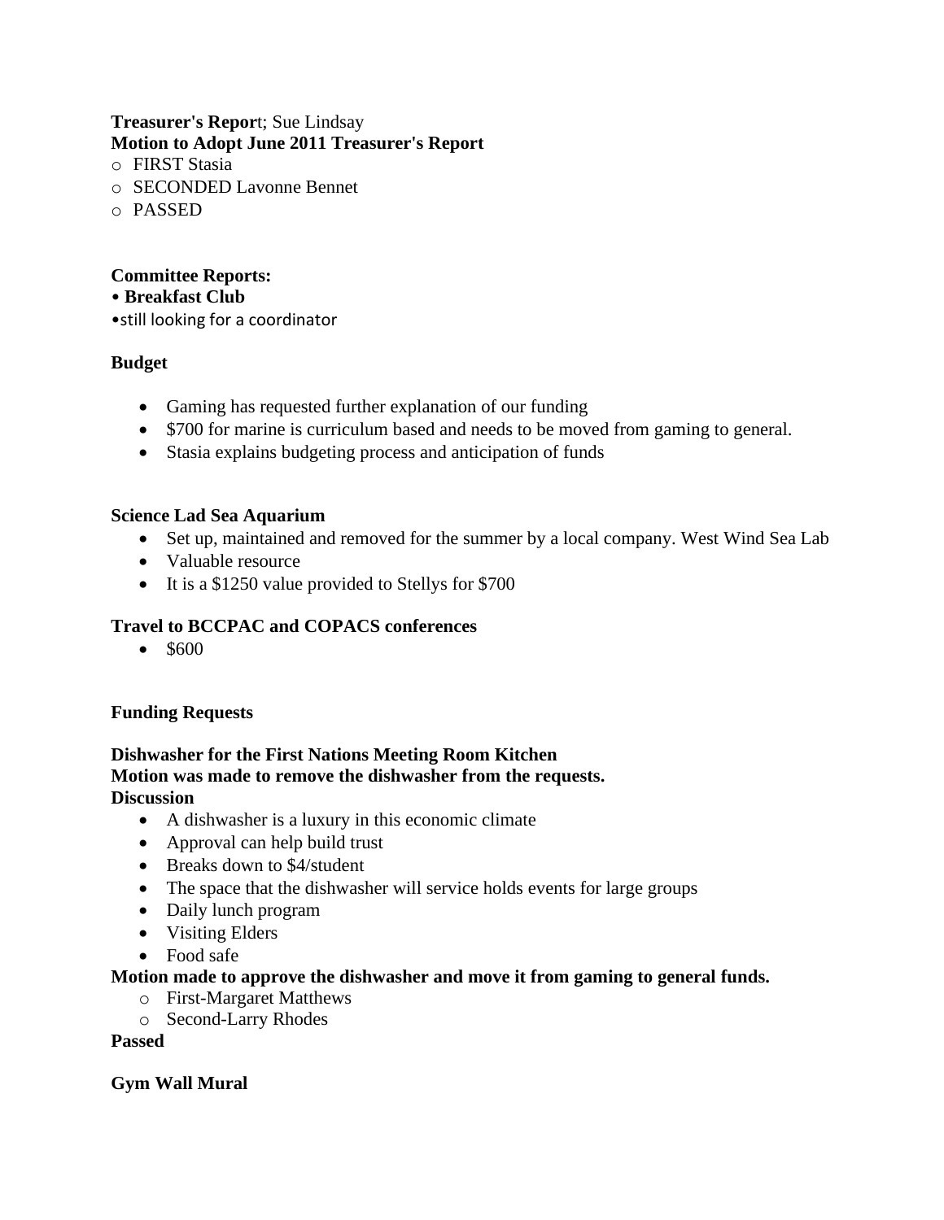**Treasurer's Repor**t; Sue Lindsay
**Motion to Adopt June 2011 Treasurer's Report**

- FIRST Stasia
- SECONDED Lavonne Bennet
- PASSED

**Committee Reports:**

- **Breakfast Club**
- still looking for a coordinator

**Budget**

- Gaming has requested further explanation of our funding
- $700 for marine is curriculum based and needs to be moved from gaming to general.
- Stasia explains budgeting process and anticipation of funds

**Science Lad Sea Aquarium**

- Set up, maintained and removed for the summer by a local company. West Wind Sea Lab
- Valuable resource
- It is a $1250 value provided to Stellys for $700

**Travel to BCCPAC and COPACS conferences**

- $600

**Funding Requests**

**Dishwasher for the First Nations Meeting Room Kitchen**
**Motion was made to remove the dishwasher from the requests.**
**Discussion**

- A dishwasher is a luxury in this economic climate
- Approval can help build trust
- Breaks down to $4/student
- The space that the dishwasher will service holds events for large groups
- Daily lunch program
- Visiting Elders
- Food safe

**Motion made to approve the dishwasher and move it from gaming to general funds.**

- First-Margaret Matthews
- Second-Larry Rhodes

**Passed**

**Gym Wall Mural**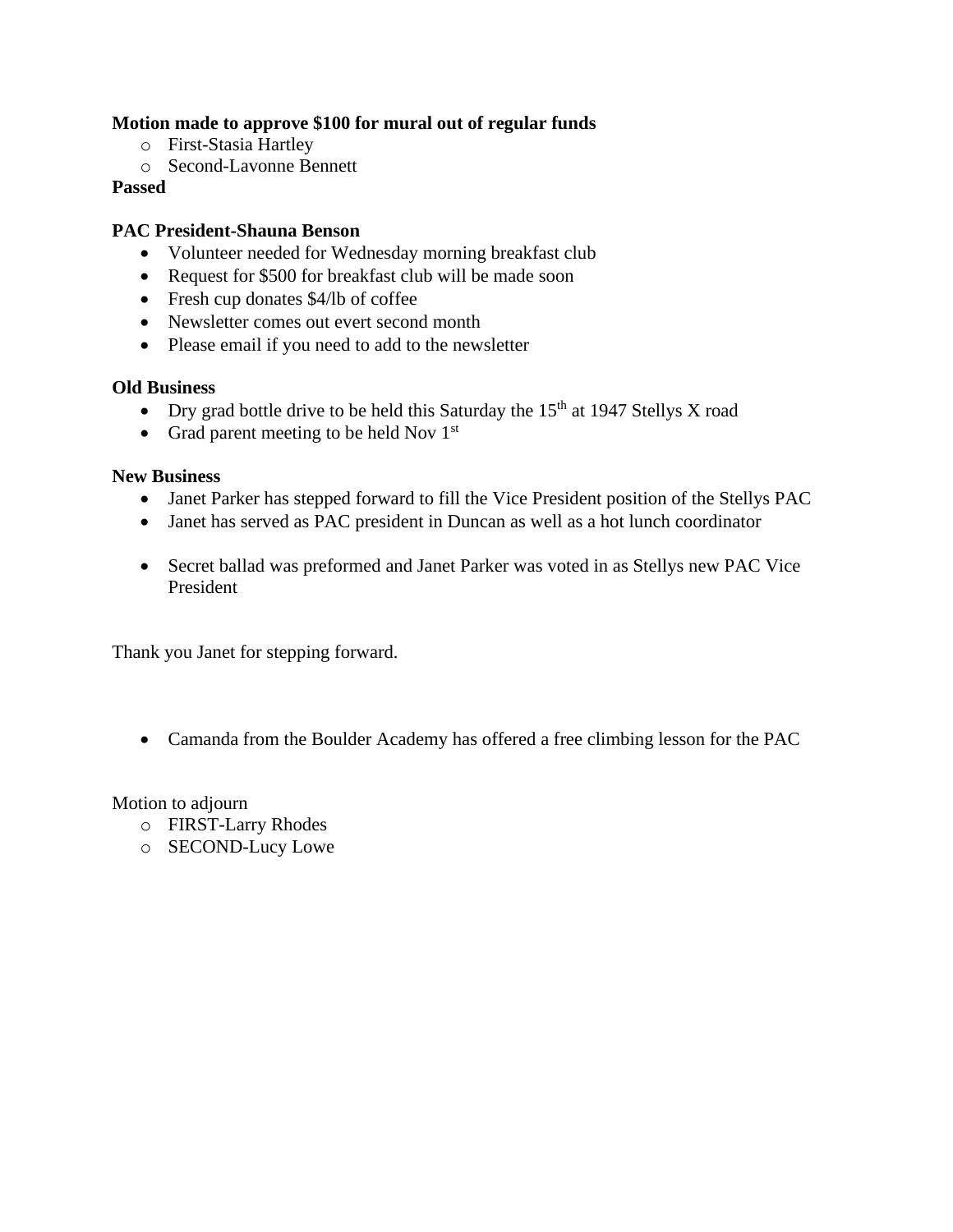**Motion made to approve $100 for mural out of regular funds**

- First-Stasia Hartley
- Second-Lavonne Bennett

**Passed**

**PAC President-Shauna Benson**

- Volunteer needed for Wednesday morning breakfast club
- Request for $500 for breakfast club will be made soon
- Fresh cup donates $4/lb of coffee
- Newsletter comes out evert second month
- Please email if you need to add to the newsletter

**Old Business**

- Dry grad bottle drive to be held this Saturday the 15th at 1947 Stellys X road
- Grad parent meeting to be held Nov 1st

**New Business**

- Janet Parker has stepped forward to fill the Vice President position of the Stellys PAC
- Janet has served as PAC president in Duncan as well as a hot lunch coordinator
- Secret ballad was preformed and Janet Parker was voted in as Stellys new PAC Vice President

Thank you Janet for stepping forward.

- Camanda from the Boulder Academy has offered a free climbing lesson for the PAC

Motion to adjourn

- FIRST-Larry Rhodes
- SECOND-Lucy Lowe